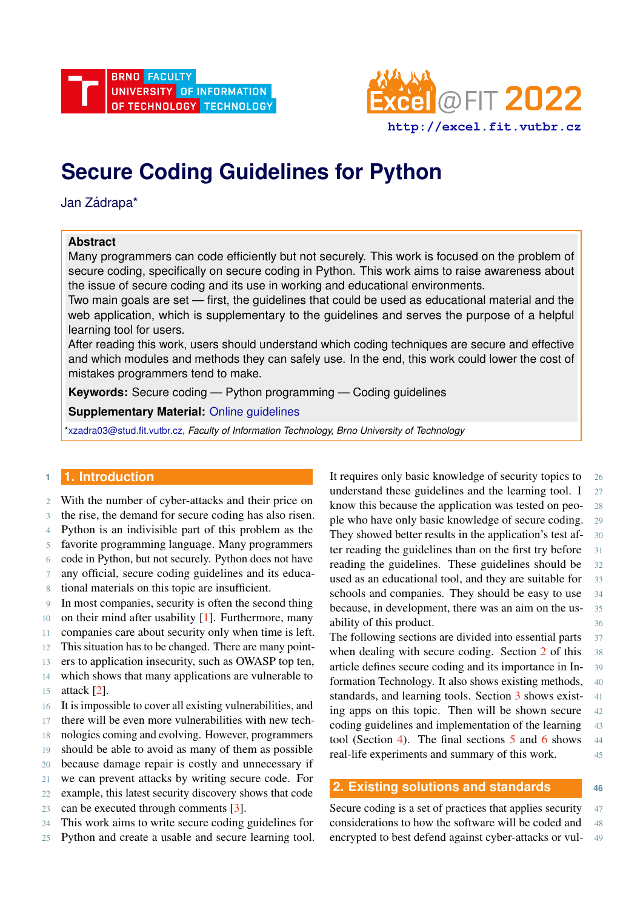# Secure Coding Guidelines for Python

Jan Zádrapa*

**Abstract**

Many programmers can code efficiently but not securely. This work is focused on the problem of secure coding, specifically on secure coding in Python. This work aims to raise awareness about the issue of secure coding and its use in working and educational environments.

Two main goals are set — first, the guidelines that could be used as educational material and the web application, which is supplementary to the guidelines and serves the purpose of a helpful learning tool for users.

After reading this work, users should understand which coding techniques are secure and effective and which modules and methods they can safely use. In the end, this work could lower the cost of mistakes programmers tend to make.

**Keywords:** Secure coding — Python programming — Coding guidelines

**Supplementary Material:** Online guidelines

*xzadra03@stud.fit.vutbr.cz, *Faculty of Information Technology, Brno University of Technology*

## 1. Introduction

With the number of cyber-attacks and their price on the rise, the demand for secure coding has also risen. Python is an indivisible part of this problem as the favorite programming language. Many programmers code in Python, but not securely. Python does not have any official, secure coding guidelines and its educational materials on this topic are insufficient.

In most companies, security is often the second thing on their mind after usability [1]. Furthermore, many companies care about security only when time is left. This situation has to be changed. There are many pointers to application insecurity, such as OWASP top ten, which shows that many applications are vulnerable to attack [2].

It is impossible to cover all existing vulnerabilities, and there will be even more vulnerabilities with new technologies coming and evolving. However, programmers should be able to avoid as many of them as possible because damage repair is costly and unnecessary if we can prevent attacks by writing secure code. For example, this latest security discovery shows that code can be executed through comments [3].

This work aims to write secure coding guidelines for Python and create a usable and secure learning tool. It requires only basic knowledge of security topics to understand these guidelines and the learning tool. I know this because the application was tested on people who have only basic knowledge of secure coding. They showed better results in the application's test after reading the guidelines than on the first try before reading the guidelines. These guidelines should be used as an educational tool, and they are suitable for schools and companies. They should be easy to use because, in development, there was an aim on the usability of this product.

The following sections are divided into essential parts when dealing with secure coding. Section 2 of this article defines secure coding and its importance in Information Technology. It also shows existing methods, standards, and learning tools. Section 3 shows existing apps on this topic. Then will be shown secure coding guidelines and implementation of the learning tool (Section 4). The final sections 5 and 6 shows real-life experiments and summary of this work.

## 2. Existing solutions and standards

Secure coding is a set of practices that applies security considerations to how the software will be coded and encrypted to best defend against cyber-attacks or vul-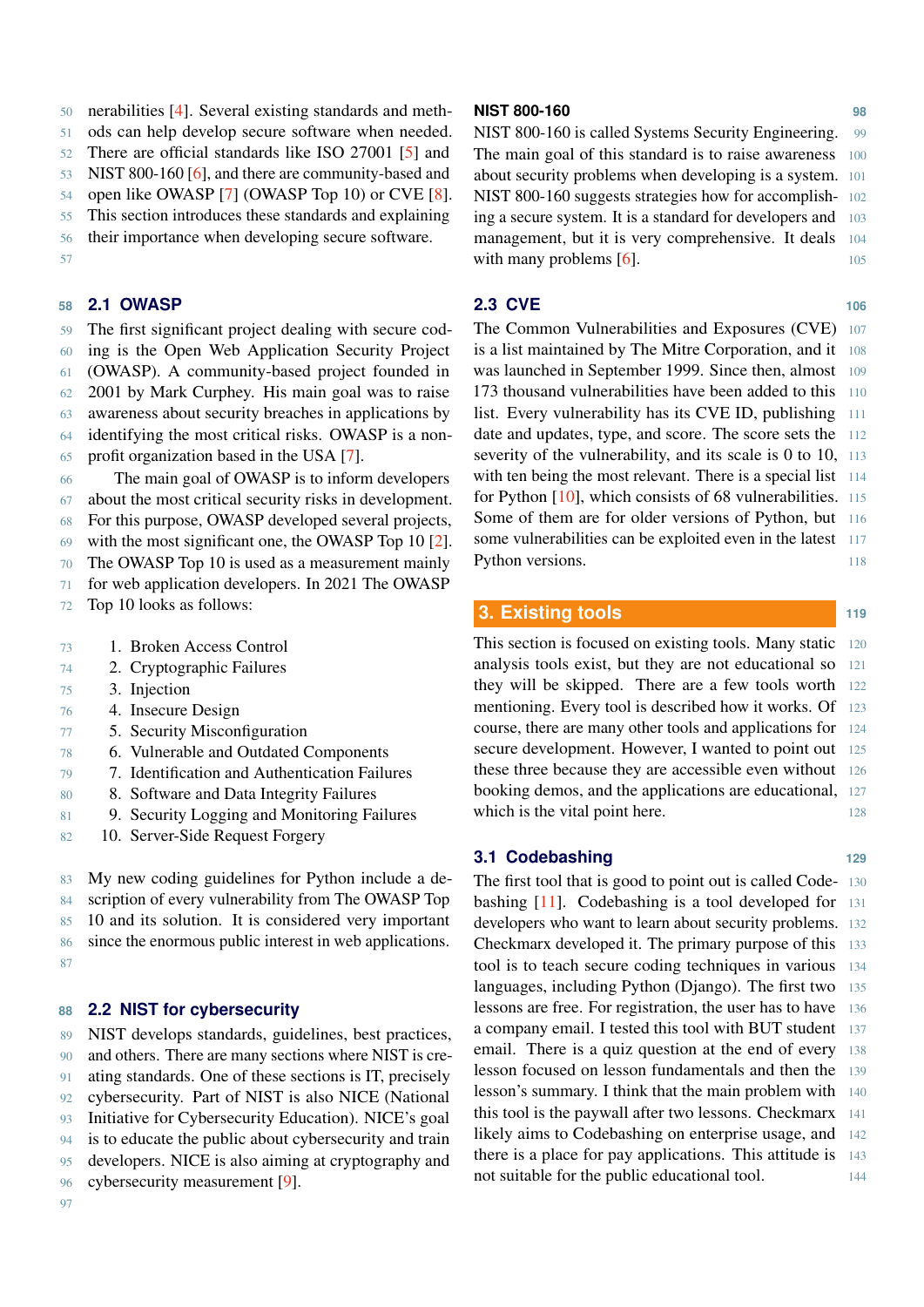nerabilities [4]. Several existing standards and methods can help develop secure software when needed. There are official standards like ISO 27001 [5] and NIST 800-160 [6], and there are community-based and open like OWASP [7] (OWASP Top 10) or CVE [8]. This section introduces these standards and explaining their importance when developing secure software.

### 2.1 OWASP

The first significant project dealing with secure coding is the Open Web Application Security Project (OWASP). A community-based project founded in 2001 by Mark Curphey. His main goal was to raise awareness about security breaches in applications by identifying the most critical risks. OWASP is a non-profit organization based in the USA [7].

The main goal of OWASP is to inform developers about the most critical security risks in development. For this purpose, OWASP developed several projects, with the most significant one, the OWASP Top 10 [2]. The OWASP Top 10 is used as a measurement mainly for web application developers. In 2021 The OWASP Top 10 looks as follows:

1. Broken Access Control
2. Cryptographic Failures
3. Injection
4. Insecure Design
5. Security Misconfiguration
6. Vulnerable and Outdated Components
7. Identification and Authentication Failures
8. Software and Data Integrity Failures
9. Security Logging and Monitoring Failures
10. Server-Side Request Forgery

My new coding guidelines for Python include a description of every vulnerability from The OWASP Top 10 and its solution. It is considered very important since the enormous public interest in web applications.

### 2.2 NIST for cybersecurity

NIST develops standards, guidelines, best practices, and others. There are many sections where NIST is creating standards. One of these sections is IT, precisely cybersecurity. Part of NIST is also NICE (National Initiative for Cybersecurity Education). NICE's goal is to educate the public about cybersecurity and train developers. NICE is also aiming at cryptography and cybersecurity measurement [9].

#### NIST 800-160

NIST 800-160 is called Systems Security Engineering. The main goal of this standard is to raise awareness about security problems when developing is a system. NIST 800-160 suggests strategies how for accomplishing a secure system. It is a standard for developers and management, but it is very comprehensive. It deals with many problems [6].

### 2.3 CVE

The Common Vulnerabilities and Exposures (CVE) is a list maintained by The Mitre Corporation, and it was launched in September 1999. Since then, almost 173 thousand vulnerabilities have been added to this list. Every vulnerability has its CVE ID, publishing date and updates, type, and score. The score sets the severity of the vulnerability, and its scale is 0 to 10, with ten being the most relevant. There is a special list for Python [10], which consists of 68 vulnerabilities. Some of them are for older versions of Python, but some vulnerabilities can be exploited even in the latest Python versions.

## 3. Existing tools

This section is focused on existing tools. Many static analysis tools exist, but they are not educational so they will be skipped. There are a few tools worth mentioning. Every tool is described how it works. Of course, there are many other tools and applications for secure development. However, I wanted to point out these three because they are accessible even without booking demos, and the applications are educational, which is the vital point here.

### 3.1 Codebashing

The first tool that is good to point out is called Codebashing [11]. Codebashing is a tool developed for developers who want to learn about security problems. Checkmarx developed it. The primary purpose of this tool is to teach secure coding techniques in various languages, including Python (Django). The first two lessons are free. For registration, the user has to have a company email. I tested this tool with BUT student email. There is a quiz question at the end of every lesson focused on lesson fundamentals and then the lesson's summary. I think that the main problem with this tool is the paywall after two lessons. Checkmarx likely aims to Codebashing on enterprise usage, and there is a place for pay applications. This attitude is not suitable for the public educational tool.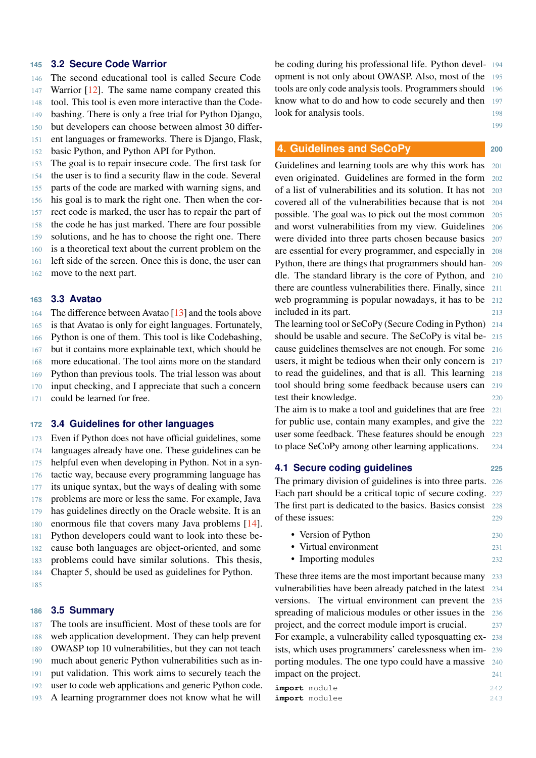### 3.2 Secure Code Warrior

The second educational tool is called Secure Code Warrior [12]. The same name company created this tool. This tool is even more interactive than the Codebashing. There is only a free trial for Python Django, but developers can choose between almost 30 different languages or frameworks. There is Django, Flask, basic Python, and Python API for Python.

The goal is to repair insecure code. The first task for the user is to find a security flaw in the code. Several parts of the code are marked with warning signs, and his goal is to mark the right one. Then when the correct code is marked, the user has to repair the part of the code he has just marked. There are four possible solutions, and he has to choose the right one. There is a theoretical text about the current problem on the left side of the screen. Once this is done, the user can move to the next part.

### 3.3 Avatao

The difference between Avatao [13] and the tools above is that Avatao is only for eight languages. Fortunately, Python is one of them. This tool is like Codebashing, but it contains more explainable text, which should be more educational. The tool aims more on the standard Python than previous tools. The trial lesson was about input checking, and I appreciate that such a concern could be learned for free.

### 3.4 Guidelines for other languages

Even if Python does not have official guidelines, some languages already have one. These guidelines can be helpful even when developing in Python. Not in a syntactic way, because every programming language has its unique syntax, but the ways of dealing with some problems are more or less the same. For example, Java has guidelines directly on the Oracle website. It is an enormous file that covers many Java problems [14]. Python developers could want to look into these because both languages are object-oriented, and some problems could have similar solutions. This thesis, Chapter 5, should be used as guidelines for Python.

### 3.5 Summary

The tools are insufficient. Most of these tools are for web application development. They can help prevent OWASP top 10 vulnerabilities, but they can not teach much about generic Python vulnerabilities such as input validation. This work aims to securely teach the user to code web applications and generic Python code. A learning programmer does not know what he will be coding during his professional life. Python development is not only about OWASP. Also, most of the tools are only code analysis tools. Programmers should know what to do and how to code securely and then look for analysis tools.

## 4. Guidelines and SeCoPy

Guidelines and learning tools are why this work has even originated. Guidelines are formed in the form of a list of vulnerabilities and its solution. It has not covered all of the vulnerabilities because that is not possible. The goal was to pick out the most common and worst vulnerabilities from my view. Guidelines were divided into three parts chosen because basics are essential for every programmer, and especially in Python, there are things that programmers should handle. The standard library is the core of Python, and there are countless vulnerabilities there. Finally, since web programming is popular nowadays, it has to be included in its part.

The learning tool or SeCoPy (Secure Coding in Python) should be usable and secure. The SeCoPy is vital because guidelines themselves are not enough. For some users, it might be tedious when their only concern is to read the guidelines, and that is all. This learning tool should bring some feedback because users can test their knowledge.

The aim is to make a tool and guidelines that are free for public use, contain many examples, and give the user some feedback. These features should be enough to place SeCoPy among other learning applications.

### 4.1 Secure coding guidelines

The primary division of guidelines is into three parts. Each part should be a critical topic of secure coding. The first part is dedicated to the basics. Basics consist of these issues:

- Version of Python
- Virtual environment
- Importing modules

These three items are the most important because many vulnerabilities have been already patched in the latest versions. The virtual environment can prevent the spreading of malicious modules or other issues in the project, and the correct module import is crucial.

For example, a vulnerability called typosquatting exists, which uses programmers' carelessness when importing modules. The one typo could have a massive impact on the project.

```
import module
import modulee
```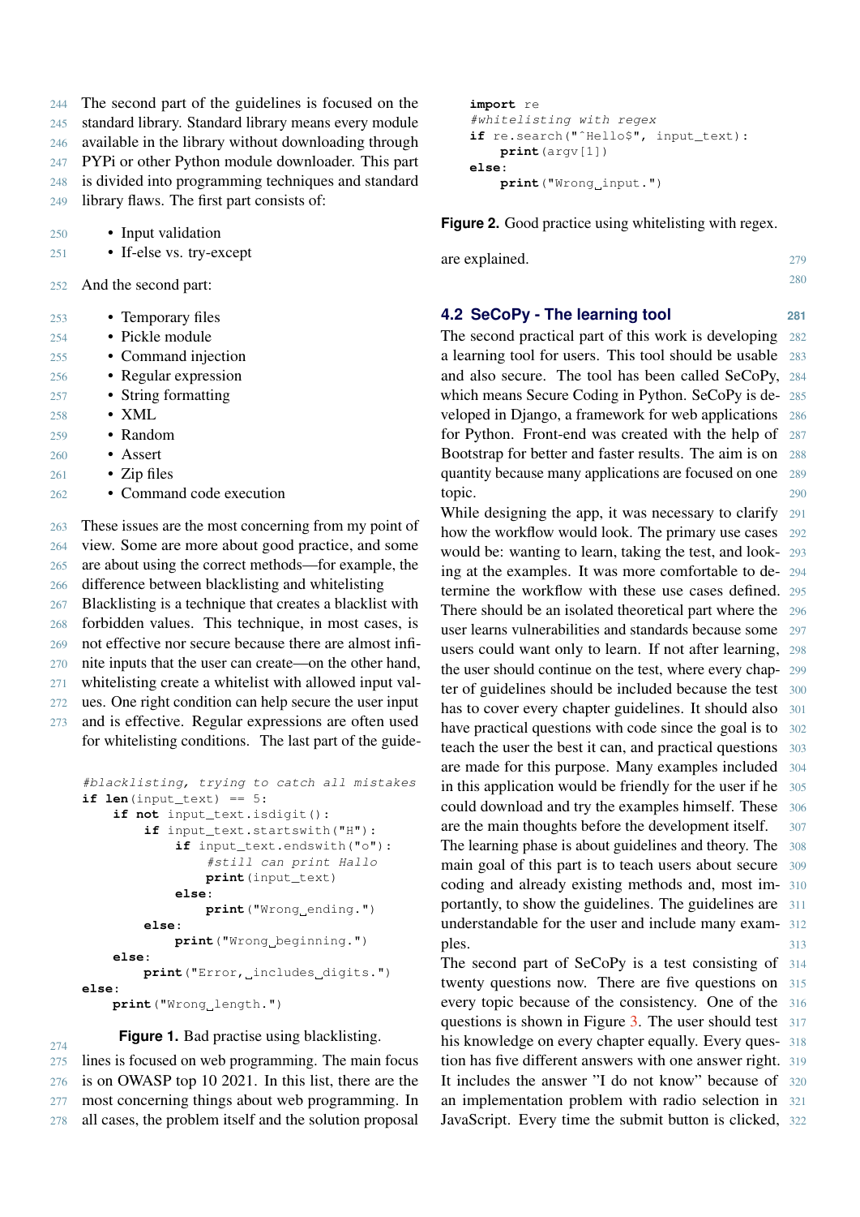The second part of the guidelines is focused on the standard library. Standard library means every module available in the library without downloading through PYPi or other Python module downloader. This part is divided into programming techniques and standard library flaws. The first part consists of:

- Input validation
- If-else vs. try-except

And the second part:

- Temporary files
- Pickle module
- Command injection
- Regular expression
- String formatting
- XML
- Random
- Assert
- Zip files
- Command code execution

These issues are the most concerning from my point of view. Some are more about good practice, and some are about using the correct methods—for example, the difference between blacklisting and whitelisting Blacklisting is a technique that creates a blacklist with forbidden values. This technique, in most cases, is not effective nor secure because there are almost infinite inputs that the user can create—on the other hand, whitelisting create a whitelist with allowed input values. One right condition can help secure the user input and is effective. Regular expressions are often used for whitelisting conditions. The last part of the guidelines is focused on web programming. The main focus is on OWASP top 10 2021. In this list, there are the most concerning things about web programming. In all cases, the problem itself and the solution proposal are explained.

```
#blacklisting, trying to catch all mistakes
if len(input_text) == 5:
    if not input_text.isdigit():
        if input_text.startswith("H"):
            if input_text.endswith("o"):
                #still can print Hallo
                print(input_text)
            else:
                print("Wrong ending.")
        else:
            print("Wrong beginning.")
    else:
        print("Error, includes digits.")
else:
    print("Wrong length.")
```

**Figure 1.** Bad practise using blacklisting.

```
import re
#whitelisting with regex
if re.search("^Hello$", input_text):
    print(argv[1])
else:
    print("Wrong input.")
```

**Figure 2.** Good practice using whitelisting with regex.

## 4.2 SeCoPy - The learning tool

The second practical part of this work is developing a learning tool for users. This tool should be usable and also secure. The tool has been called SeCoPy, which means Secure Coding in Python. SeCoPy is developed in Django, a framework for web applications for Python. Front-end was created with the help of Bootstrap for better and faster results. The aim is on quantity because many applications are focused on one topic.

While designing the app, it was necessary to clarify how the workflow would look. The primary use cases would be: wanting to learn, taking the test, and looking at the examples. It was more comfortable to determine the workflow with these use cases defined. There should be an isolated theoretical part where the user learns vulnerabilities and standards because some users could want only to learn. If not after learning, the user should continue on the test, where every chapter of guidelines should be included because the test has to cover every chapter guidelines. It should also have practical questions with code since the goal is to teach the user the best it can, and practical questions are made for this purpose. Many examples included in this application would be friendly for the user if he could download and try the examples himself. These are the main thoughts before the development itself.

The learning phase is about guidelines and theory. The main goal of this part is to teach users about secure coding and already existing methods and, most importantly, to show the guidelines. The guidelines are understandable for the user and include many examples.

The second part of SeCoPy is a test consisting of twenty questions now. There are five questions on every topic because of the consistency. One of the questions is shown in Figure 3. The user should test his knowledge on every chapter equally. Every question has five different answers with one answer right. It includes the answer "I do not know" because of an implementation problem with radio selection in JavaScript. Every time the submit button is clicked,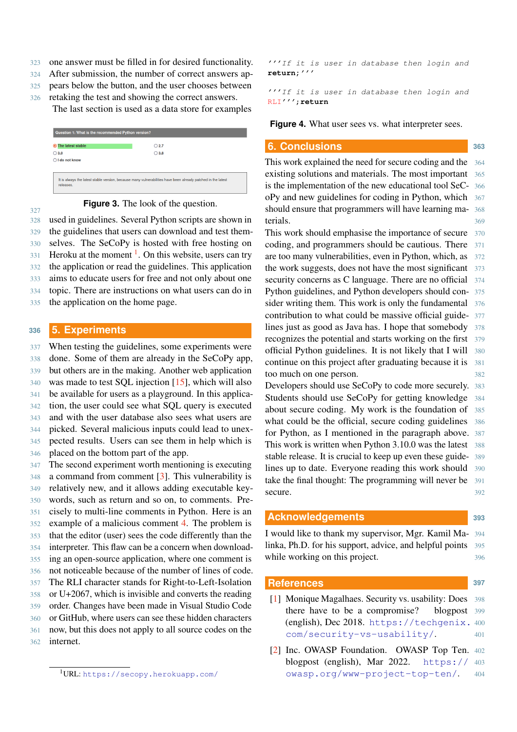one answer must be filled in for desired functionality. After submission, the number of correct answers appears below the button, and the user chooses between retaking the test and showing the correct answers.

The last section is used as a data store for examples

Question 1: What is the recommended Python version?

- The latest stable
- 3.0
- I do not know
- 2.7
- 3.8

It is always the latest stable version, because many vulnerabilities have been already patched in the latest releases.

**Figure 3.** The look of the question.

used in guidelines. Several Python scripts are shown in the guidelines that users can download and test themselves. The SeCoPy is hosted with free hosting on Heroku at the moment [1]. On this website, users can try the application or read the guidelines. This application aims to educate users for free and not only about one topic. There are instructions on what users can do in the application on the home page.

## 5. Experiments

When testing the guidelines, some experiments were done. Some of them are already in the SeCoPy app, but others are in the making. Another web application was made to test SQL injection [15], which will also be available for users as a playground. In this application, the user could see what SQL query is executed and with the user database also sees what users are picked. Several malicious inputs could lead to unexpected results. Users can see them in help which is placed on the bottom part of the app.

The second experiment worth mentioning is executing a command from comment [3]. This vulnerability is relatively new, and it allows adding executable keywords, such as return and so on, to comments. Precisely to multi-line comments in Python. Here is an example of a malicious comment 4. The problem is that the editor (user) sees the code differently than the interpreter. This flaw can be a concern when downloading an open-source application, where one comment is not noticeable because of the number of lines of code. The RLI character stands for Right-to-Left-Isolation or U+2067, which is invisible and converts the reading order. Changes have been made in Visual Studio Code or GitHub, where users can see these hidden characters now, but this does not apply to all source codes on the internet.

[1] URL: https://secopy.herokuapp.com/

```
'''If it is user in database then login and
return;'''

'''If it is user in database then login and
RLI''';return
```

**Figure 4.** What user sees vs. what interpreter sees.

## 6. Conclusions

This work explained the need for secure coding and the existing solutions and materials. The most important is the implementation of the new educational tool SeCoPy and new guidelines for coding in Python, which should ensure that programmers will have learning materials.

This work should emphasise the importance of secure coding, and programmers should be cautious. There are too many vulnerabilities, even in Python, which, as the work suggests, does not have the most significant security concerns as C language. There are no official Python guidelines, and Python developers should consider writing them. This work is only the fundamental contribution to what could be massive official guidelines just as good as Java has. I hope that somebody recognizes the potential and starts working on the first official Python guidelines. It is not likely that I will continue on this project after graduating because it is too much on one person.

Developers should use SeCoPy to code more securely. Students should use SeCoPy for getting knowledge about secure coding. My work is the foundation of what could be the official, secure coding guidelines for Python, as I mentioned in the paragraph above. This work is written when Python 3.10.0 was the latest stable release. It is crucial to keep up even these guidelines up to date. Everyone reading this work should take the final thought: The programming will never be secure.

## Acknowledgements

I would like to thank my supervisor, Mgr. Kamil Malinka, Ph.D. for his support, advice, and helpful points while working on this project.

## References

[1] Monique Magalhaes. Security vs. usability: Does there have to be a compromise? blogpost (english), Dec 2018. https://techgenix.com/security-vs-usability/.

[2] Inc. OWASP Foundation. OWASP Top Ten. blogpost (english), Mar 2022. https://owasp.org/www-project-top-ten/.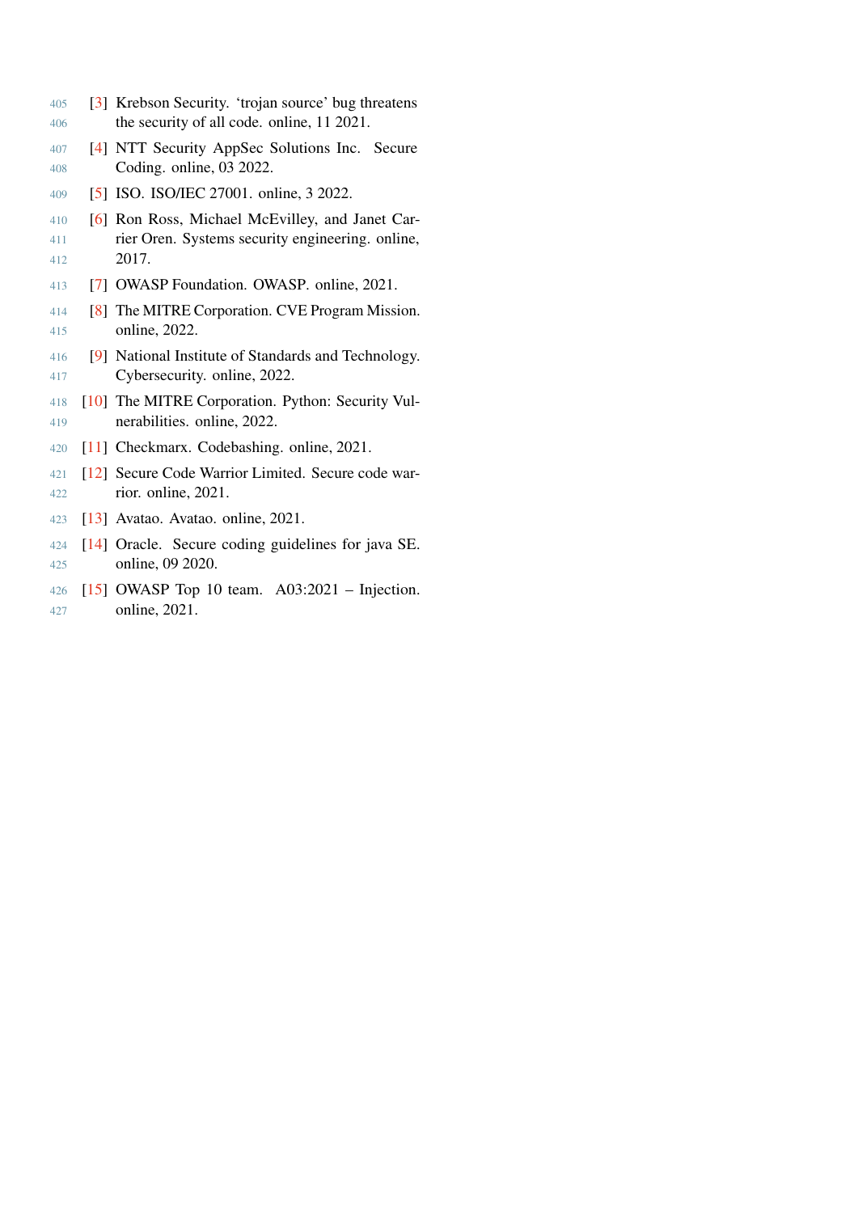[3] Krebson Security. 'trojan source' bug threatens the security of all code. online, 11 2021.

[4] NTT Security AppSec Solutions Inc. Secure Coding. online, 03 2022.

[5] ISO. ISO/IEC 27001. online, 3 2022.

[6] Ron Ross, Michael McEvilley, and Janet Carrier Oren. Systems security engineering. online, 2017.

[7] OWASP Foundation. OWASP. online, 2021.

[8] The MITRE Corporation. CVE Program Mission. online, 2022.

[9] National Institute of Standards and Technology. Cybersecurity. online, 2022.

[10] The MITRE Corporation. Python: Security Vulnerabilities. online, 2022.

[11] Checkmarx. Codebashing. online, 2021.

[12] Secure Code Warrior Limited. Secure code warrior. online, 2021.

[13] Avatao. Avatao. online, 2021.

[14] Oracle. Secure coding guidelines for java SE. online, 09 2020.

[15] OWASP Top 10 team. A03:2021 – Injection. online, 2021.